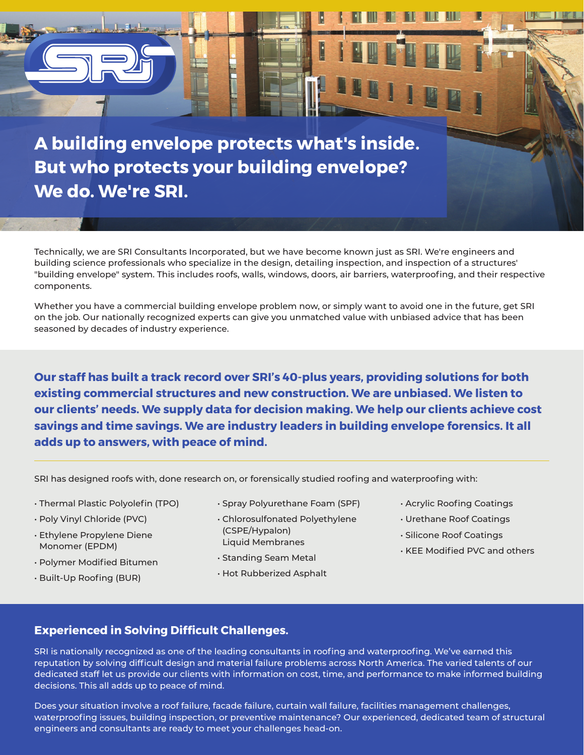# A building envelope protects what's inside. But who protects your building envelope? We do. We're SRI.

Technically, we are SRI Consultants Incorporated, but we have become known just as SRI. We're engineers and building science professionals who specialize in the design, detailing inspection, and inspection of a structures' "building envelope" system. This includes roofs, walls, windows, doors, air barriers, waterproofing, and their respective components.

Whether you have a commercial building envelope problem now, or simply want to avoid one in the future, get SRI on the job. Our nationally recognized experts can give you unmatched value with unbiased advice that has been seasoned by decades of industry experience.

**Our staff has built a track record over SRI's 40-plus years, providing solutions for both existing commercial structures and new construction. We are unbiased. We listen to our clients' needs. We supply data for decision making. We help our clients achieve cost savings and time savings. We are industry leaders in building envelope forensics. It all adds up to answers, with peace of mind.**

---

SRI has designed roofs with, done research on, or forensically studied roofing and waterproofing with:

- Thermal Plastic Polyolefin (TPO)
- Poly Vinyl Chloride (PVC)
- Ethylene Propylene Diene Monomer (EPDM)
- Polymer Modified Bitumen
- Built-Up Roofing (BUR)
- Spray Polyurethane Foam (SPF)
- Chlorosulfonated Polyethylene (CSPE/Hypalon) Liquid Membranes
- Standing Seam Metal
- Hot Rubberized Asphalt
- Acrylic Roofing Coatings
- Urethane Roof Coatings
- Silicone Roof Coatings
- KEE Modified PVC and others

## Experienced in Solving Difficult Challenges.

SRI is nationally recognized as one of the leading consultants in roofing and waterproofing. We've earned this reputation by solving difficult design and material failure problems across North America. The varied talents of our dedicated staff let us provide our clients with information on cost, time, and performance to make informed building decisions. This all adds up to peace of mind.

Does your situation involve a roof failure, facade failure, curtain wall failure, facilities management challenges, waterproofing issues, building inspection, or preventive maintenance? Our experienced, dedicated team of structural engineers and consultants are ready to meet your challenges head-on.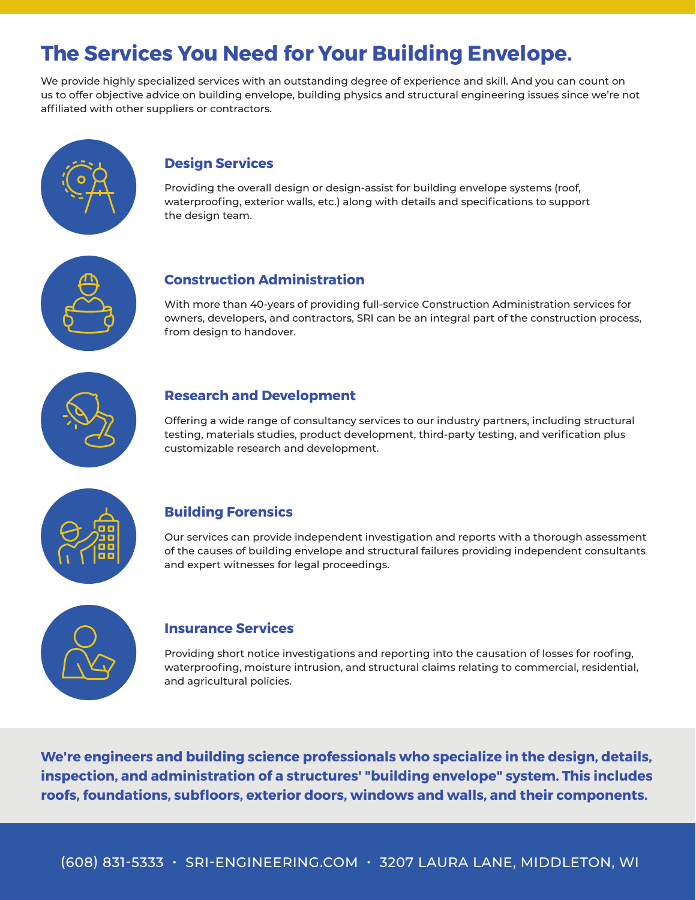# The Services You Need for Your Building Envelope.

We provide highly specialized services with an outstanding degree of experience and skill. And you can count on us to offer objective advice on building envelope, building physics and structural engineering issues since we're not affiliated with other suppliers or contractors.

## Design Services

Providing the overall design or design-assist for building envelope systems (roof, waterproofing, exterior walls, etc.) along with details and specifications to support the design team.

## Construction Administration

With more than 40-years of providing full-service Construction Administration services for owners, developers, and contractors, SRI can be an integral part of the construction process, from design to handover.

## Research and Development

Offering a wide range of consultancy services to our industry partners, including structural testing, materials studies, product development, third-party testing, and verification plus customizable research and development.

## Building Forensics

Our services can provide independent investigation and reports with a thorough assessment of the causes of building envelope and structural failures providing independent consultants and expert witnesses for legal proceedings.

## Insurance Services

Providing short notice investigations and reporting into the causation of losses for roofing, waterproofing, moisture intrusion, and structural claims relating to commercial, residential, and agricultural policies.

**We're engineers and building science professionals who specialize in the design, details, inspection, and administration of a structures' "building envelope" system. This includes roofs, foundations, subfloors, exterior doors, windows and walls, and their components.**

(608) 831-5333 • SRI-ENGINEERING.COM • 3207 LAURA LANE, MIDDLETON, WI